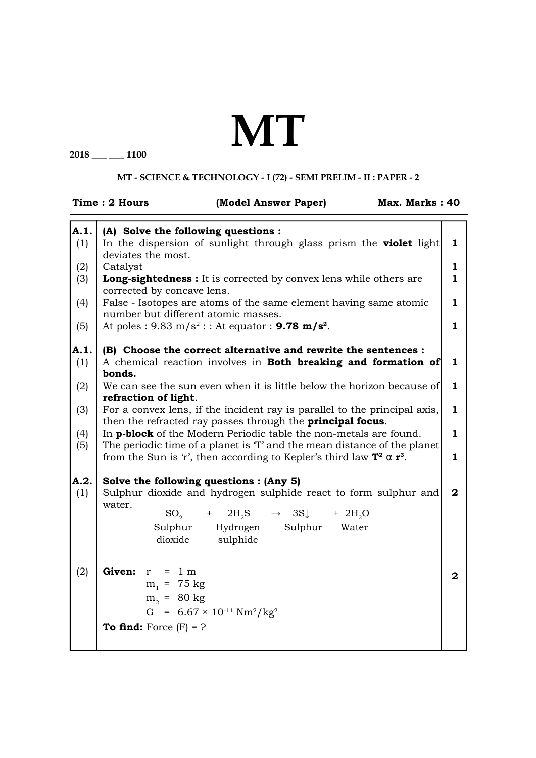# MT

2018 ___ ___ 1100

**MT - SCIENCE & TECHNOLOGY - I (72) - SEMI PRELIM - II : PAPER - 2**

**Time : 2 Hours** **(Model Answer Paper)** **Max. Marks : 40**

| | | |
|---|---|---|
| **A.1.** | **(A) Solve the following questions :** | |
| (1) | In the dispersion of sunlight through glass prism the **violet** light deviates the most. | **1** |
| (2) | Catalyst | **1** |
| (3) | **Long-sightedness :** It is corrected by convex lens while others are corrected by concave lens. | **1** |
| (4) | False - Isotopes are atoms of the same element having same atomic number but different atomic masses. | **1** |
| (5) | At poles : 9.83 $m/s^2$ : : At equator : **9.78** $\mathbf{m/s^2}$. | **1** |
| **A.1.** | **(B) Choose the correct alternative and rewrite the sentences :** | |
| (1) | A chemical reaction involves in **Both breaking and formation of bonds.** | **1** |
| (2) | We can see the sun even when it is little below the horizon because of **refraction of light**. | **1** |
| (3) | For a convex lens, if the incident ray is parallel to the principal axis, then the refracted ray passes through the **principal focus**. | **1** |
| (4) | In **p-block** of the Modern Periodic table the non-metals are found. | **1** |
| (5) | The periodic time of a planet is 'T' and the mean distance of the planet from the Sun is 'r', then according to Kepler's third law $\mathbf{T^2 \propto r^3}$. | **1** |
| **A.2.** | **Solve the following questions : (Any 5)** | |
| (1) | Sulphur dioxide and hydrogen sulphide react to form sulphur and water. $$\underset{\text{Sulphur dioxide}}{SO_2} + \underset{\text{Hydrogen sulphide}}{2H_2S} \rightarrow \underset{\text{Sulphur}}{3S\downarrow} + \underset{\text{Water}}{2H_2O}$$ | **2** |
| (2) | **Given:** $r = 1\ m$, $m_1 = 75\ kg$, $m_2 = 80\ kg$, $G = 6.67 \times 10^{-11}\ Nm^2/kg^2$ <br> **To find:** Force (F) = ? | **2** |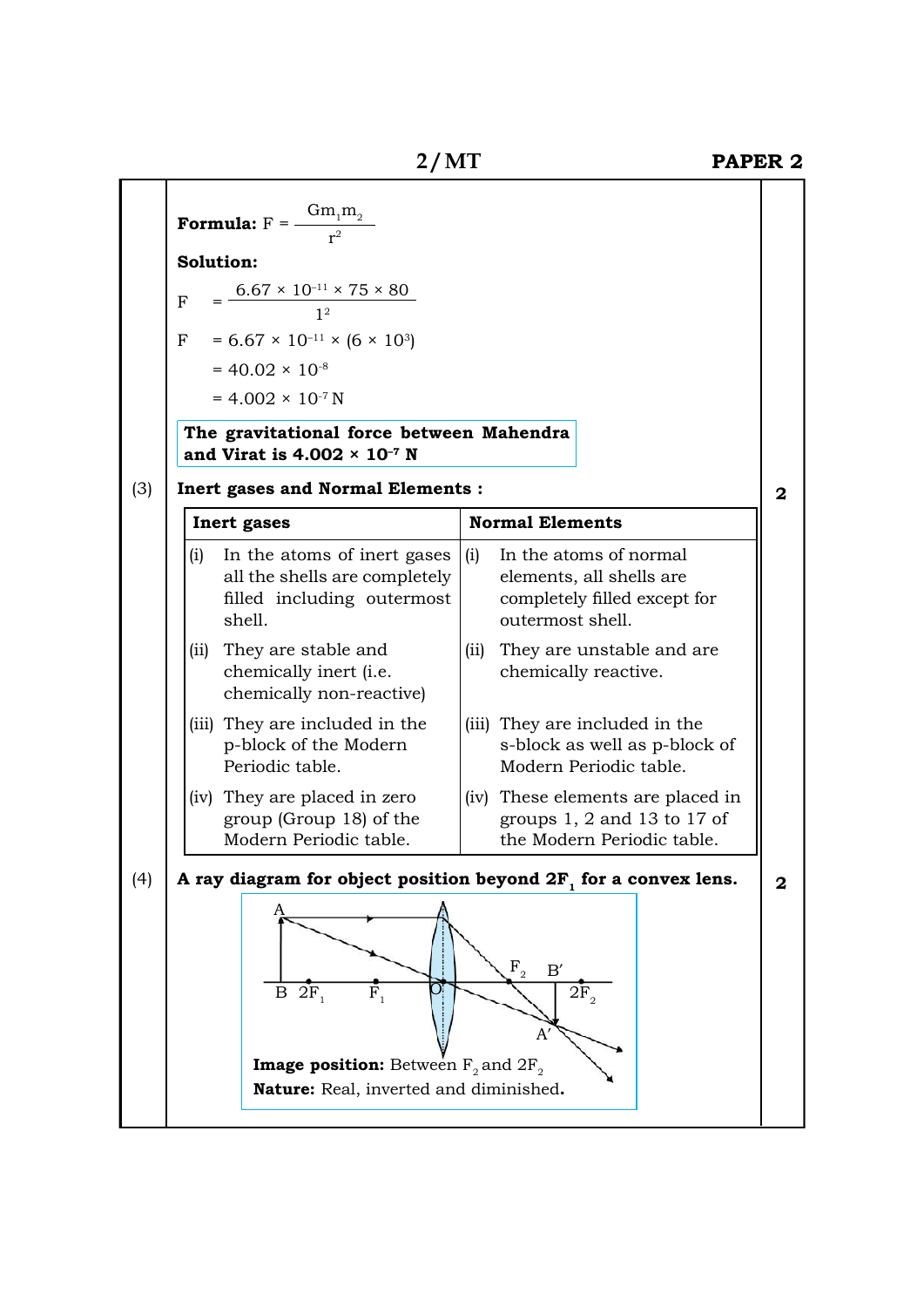**Formula:** $F = \frac{Gm_1m_2}{r^2}$

**Solution:**

$$F = \frac{6.67 \times 10^{-11} \times 75 \times 80}{1^2}$$

$$F = 6.67 \times 10^{-11} \times (6 \times 10^3)$$

$$= 40.02 \times 10^{-8}$$

$$= 4.002 \times 10^{-7} \text{ N}$$

**The gravitational force between Mahendra and Virat is $4.002 \times 10^{-7}$ N**

(3) **Inert gases and Normal Elements :** **2**

| Inert gases | Normal Elements |
|---|---|
| (i) In the atoms of inert gases all the shells are completely filled including outermost shell. | (i) In the atoms of normal elements, all shells are completely filled except for outermost shell. |
| (ii) They are stable and chemically inert (i.e. chemically non-reactive) | (ii) They are unstable and are chemically reactive. |
| (iii) They are included in the p-block of the Modern Periodic table. | (iii) They are included in the s-block as well as p-block of Modern Periodic table. |
| (iv) They are placed in zero group (Group 18) of the Modern Periodic table. | (iv) These elements are placed in groups 1, 2 and 13 to 17 of the Modern Periodic table. |

(4) **A ray diagram for object position beyond $2F_1$ for a convex lens.** **2**

**Image position:** Between $F_2$ and $2F_2$

**Nature:** Real, inverted and diminished**.**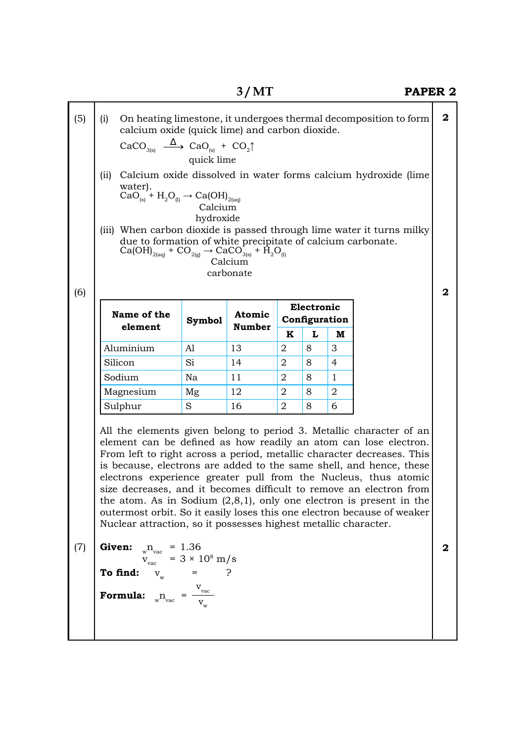(5)

(i) On heating limestone, it undergoes thermal decomposition to form calcium oxide (quick lime) and carbon dioxide.

$$CaCO_{3(s)} \xrightarrow{\Delta} \underset{\text{quick lime}}{CaO_{(s)}} + CO_2\uparrow$$

(ii) Calcium oxide dissolved in water forms calcium hydroxide (lime water).

$$CaO_{(s)} + H_2O_{(l)} \rightarrow \underset{\text{Calcium hydroxide}}{Ca(OH)_{2(aq)}}$$

(iii) When carbon dioxide is passed through lime water it turns milky due to formation of white precipitate of calcium carbonate.

$$Ca(OH)_{2(aq)} + CO_{2(g)} \rightarrow \underset{\text{Calcium carbonate}}{CaCO_{3(s)}} + H_2O_{(l)}$$

**2**

(6)

| Name of the element | Symbol | Atomic Number | Electronic Configuration | | |
|---|---|---|---|---|---|
| | | | K | L | M |
| Aluminium | Al | 13 | 2 | 8 | 3 |
| Silicon | Si | 14 | 2 | 8 | 4 |
| Sodium | Na | 11 | 2 | 8 | 1 |
| Magnesium | Mg | 12 | 2 | 8 | 2 |
| Sulphur | S | 16 | 2 | 8 | 6 |

All the elements given belong to period 3. Metallic character of an element can be defined as how readily an atom can lose electron. From left to right across a period, metallic character decreases. This is because, electrons are added to the same shell, and hence, these electrons experience greater pull from the Nucleus, thus atomic size decreases, and it becomes difficult to remove an electron from the atom. As in Sodium (2,8,1), only one electron is present in the outermost orbit. So it easily loses this one electron because of weaker Nuclear attraction, so it possesses highest metallic character.

**2**

(7)

**Given:** ${}_{w}n_{vac} = 1.36$

$v_{vac} = 3 \times 10^8$ m/s

**To find:** $v_w$ = ?

**Formula:** ${}_{w}n_{vac} = \dfrac{v_{vac}}{v_w}$

**2**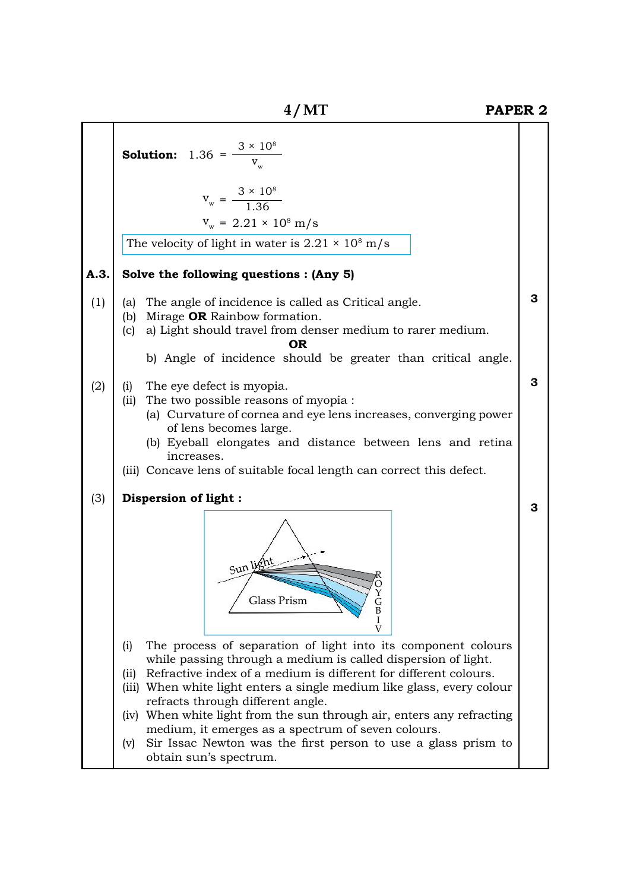**Solution:** $1.36 = \frac{3 \times 10^8}{v_w}$

$$v_w = \frac{3 \times 10^8}{1.36}$$

$$v_w = 2.21 \times 10^8 \text{ m/s}$$

The velocity of light in water is $2.21 \times 10^8$ m/s

**A.3. Solve the following questions : (Any 5)**

**(1)** **3**

(a) The angle of incidence is called as Critical angle.

(b) Mirage **OR** Rainbow formation.

(c) a) Light should travel from denser medium to rarer medium.

**OR**

b) Angle of incidence should be greater than critical angle.

**(2)** **3**

(i) The eye defect is myopia.

(ii) The two possible reasons of myopia :

(a) Curvature of cornea and eye lens increases, converging power of lens becomes large.

(b) Eyeball elongates and distance between lens and retina increases.

(iii) Concave lens of suitable focal length can correct this defect.

**(3)** **Dispersion of light :** **3**

Sun light

Glass Prism

R O Y G B I V

(i) The process of separation of light into its component colours while passing through a medium is called dispersion of light.

(ii) Refractive index of a medium is different for different colours.

(iii) When white light enters a single medium like glass, every colour refracts through different angle.

(iv) When white light from the sun through air, enters any refracting medium, it emerges as a spectrum of seven colours.

(v) Sir Issac Newton was the first person to use a glass prism to obtain sun's spectrum.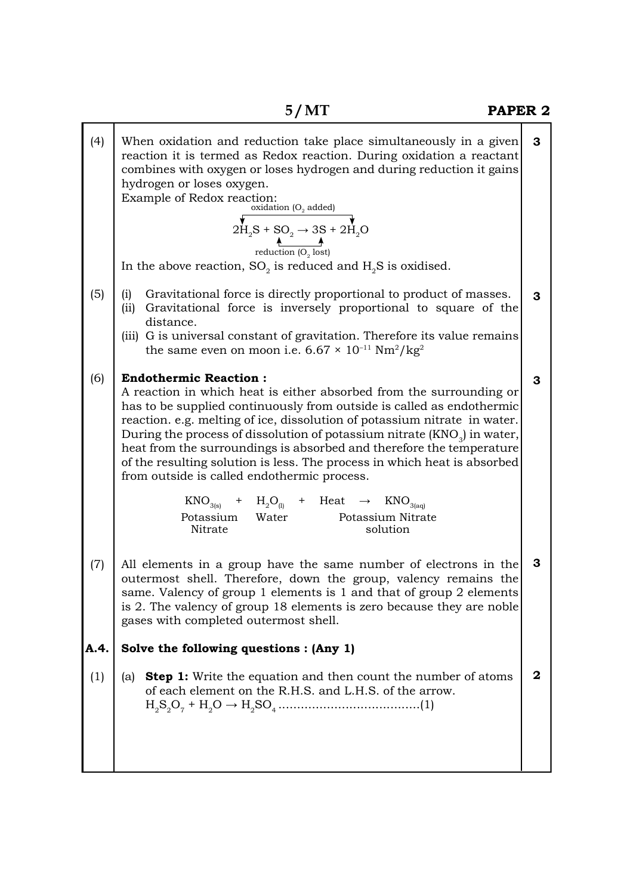(4) When oxidation and reduction take place simultaneously in a given reaction it is termed as Redox reaction. During oxidation a reactant combines with oxygen or loses hydrogen and during reduction it gains hydrogen or loses oxygen. **3**

Example of Redox reaction:

oxidation ($O_2$ added)

$$2H_2S + SO_2 \rightarrow 3S + 2H_2O$$

reduction ($O_2$ lost)

In the above reaction, $SO_2$ is reduced and $H_2S$ is oxidised.

(5) **3**

(i) Gravitational force is directly proportional to product of masses.

(ii) Gravitational force is inversely proportional to square of the distance.

(iii) G is universal constant of gravitation. Therefore its value remains the same even on moon i.e. $6.67 \times 10^{-11}$ $Nm^2/kg^2$

(6) **Endothermic Reaction :** **3**

A reaction in which heat is either absorbed from the surrounding or has to be supplied continuously from outside is called as endothermic reaction. e.g. melting of ice, dissolution of potassium nitrate in water. During the process of dissolution of potassium nitrate ($KNO_3$) in water, heat from the surroundings is absorbed and therefore the temperature of the resulting solution is less. The process in which heat is absorbed from outside is called endothermic process.

$$\underset{\text{Potassium Nitrate}}{KNO_{3(s)}} + \underset{\text{Water}}{H_2O_{(l)}} + \text{Heat} \rightarrow \underset{\text{Potassium Nitrate solution}}{KNO_{3(aq)}}$$

(7) All elements in a group have the same number of electrons in the outermost shell. Therefore, down the group, valency remains the same. Valency of group 1 elements is 1 and that of group 2 elements is 2. The valency of group 18 elements is zero because they are noble gases with completed outermost shell. **3**

**A.4. Solve the following questions : (Any 1)**

(1) (a) **Step 1:** Write the equation and then count the number of atoms of each element on the R.H.S. and L.H.S. of the arrow. **2**

$H_2S_2O_7 + H_2O \rightarrow H_2SO_4$ ......................................(1)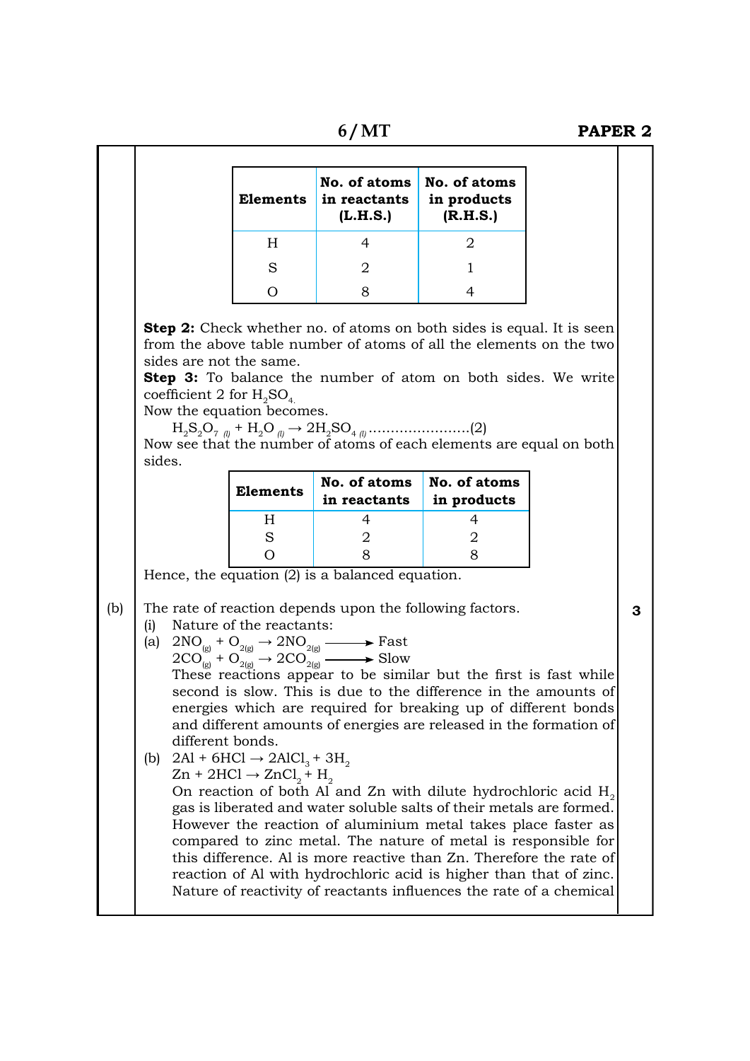| Elements | No. of atoms in reactants (L.H.S.) | No. of atoms in products (R.H.S.) |
|---|---|---|
| H | 4 | 2 |
| S | 2 | 1 |
| O | 8 | 4 |

**Step 2:** Check whether no. of atoms on both sides is equal. It is seen from the above table number of atoms of all the elements on the two sides are not the same.

**Step 3:** To balance the number of atom on both sides. We write coefficient 2 for $H_2SO_4$.

Now the equation becomes.

$H_2S_2O_{7\,(l)} + H_2O_{(l)} \rightarrow 2H_2SO_{4\,(l)}$ .......................(2)

Now see that the number of atoms of each elements are equal on both sides.

| Elements | No. of atoms in reactants | No. of atoms in products |
|---|---|---|
| H | 4 | 4 |
| S | 2 | 2 |
| O | 8 | 8 |

Hence, the equation (2) is a balanced equation.

(b) The rate of reaction depends upon the following factors. **3**

(i) Nature of the reactants:

(a) $2NO_{(g)} + O_{2(g)} \rightarrow 2NO_{2(g)} \longrightarrow$ Fast

$2CO_{(g)} + O_{2(g)} \rightarrow 2CO_{2(g)} \longrightarrow$ Slow

These reactions appear to be similar but the first is fast while second is slow. This is due to the difference in the amounts of energies which are required for breaking up of different bonds and different amounts of energies are released in the formation of different bonds.

(b) $2Al + 6HCl \rightarrow 2AlCl_3 + 3H_2$

$Zn + 2HCl \rightarrow ZnCl_2 + H_2$

On reaction of both Al and Zn with dilute hydrochloric acid $H_2$ gas is liberated and water soluble salts of their metals are formed. However the reaction of aluminium metal takes place faster as compared to zinc metal. The nature of metal is responsible for this difference. Al is more reactive than Zn. Therefore the rate of reaction of Al with hydrochloric acid is higher than that of zinc. Nature of reactivity of reactants influences the rate of a chemical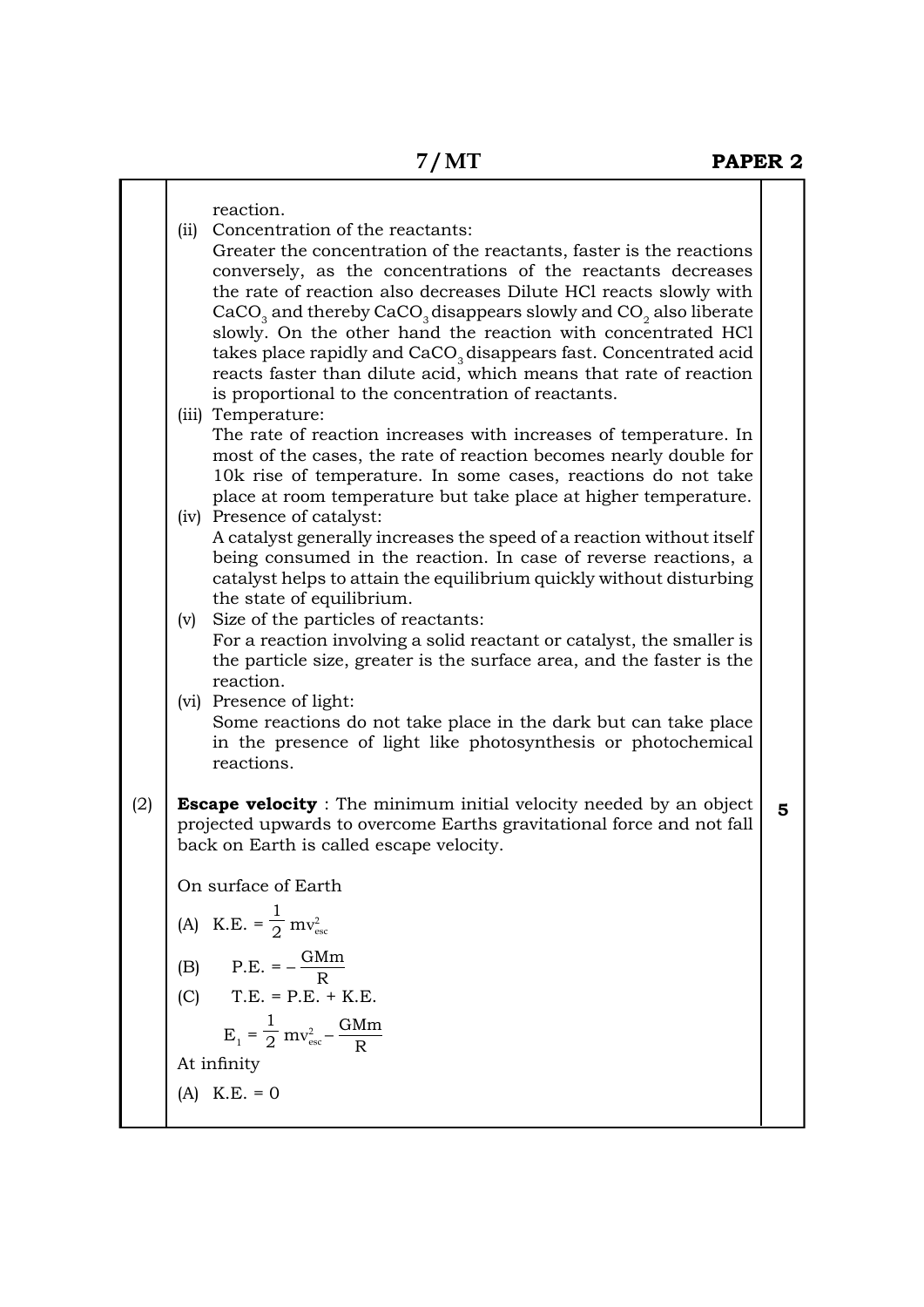reaction.

(ii) Concentration of the reactants:
Greater the concentration of the reactants, faster is the reactions conversely, as the concentrations of the reactants decreases the rate of reaction also decreases Dilute HCl reacts slowly with $CaCO_3$ and thereby $CaCO_3$ disappears slowly and $CO_2$ also liberate slowly. On the other hand the reaction with concentrated HCl takes place rapidly and $CaCO_3$ disappears fast. Concentrated acid reacts faster than dilute acid, which means that rate of reaction is proportional to the concentration of reactants.

(iii) Temperature:
The rate of reaction increases with increases of temperature. In most of the cases, the rate of reaction becomes nearly double for 10k rise of temperature. In some cases, reactions do not take place at room temperature but take place at higher temperature.

(iv) Presence of catalyst:
A catalyst generally increases the speed of a reaction without itself being consumed in the reaction. In case of reverse reactions, a catalyst helps to attain the equilibrium quickly without disturbing the state of equilibrium.

(v) Size of the particles of reactants:
For a reaction involving a solid reactant or catalyst, the smaller is the particle size, greater is the surface area, and the faster is the reaction.

(vi) Presence of light:
Some reactions do not take place in the dark but can take place in the presence of light like photosynthesis or photochemical reactions.

(2) **Escape velocity** : The minimum initial velocity needed by an object projected upwards to overcome Earths gravitational force and not fall back on Earth is called escape velocity. **5**

On surface of Earth

(A) $\text{K.E.} = \frac{1}{2} mv_{esc}^2$

(B) $\text{P.E.} = -\frac{GMm}{R}$

(C) T.E. = P.E. + K.E.

$$E_1 = \frac{1}{2} mv_{esc}^2 - \frac{GMm}{R}$$

At infinity

(A) K.E. = 0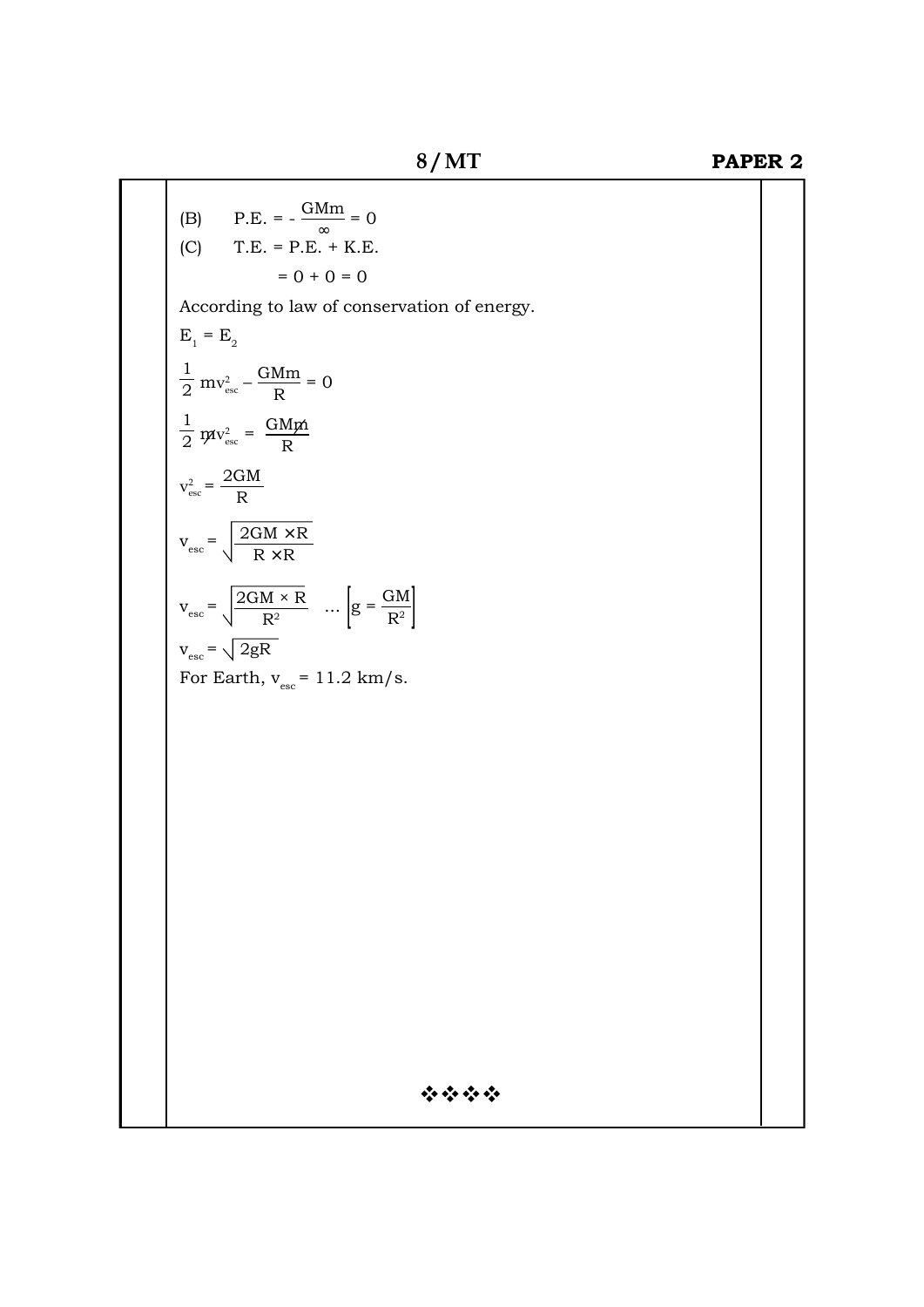(B) $\quad$ P.E. = $-\frac{GMm}{\infty} = 0$

(C) $\quad$ T.E. = P.E. + K.E.

$= 0 + 0 = 0$

According to law of conservation of energy.

$E_1 = E_2$

$$\frac{1}{2} mv_{esc}^2 - \frac{GMm}{R} = 0$$

$$\frac{1}{2} \not{m} v_{esc}^2 = \frac{GM\not{m}}{R}$$

$$v_{esc}^2 = \frac{2GM}{R}$$

$$v_{esc} = \sqrt{\frac{2GM \times R}{R \times R}}$$

$$v_{esc} = \sqrt{\frac{2GM \times R}{R^2}} \quad \ldots \left[g = \frac{GM}{R^2}\right]$$

$$v_{esc} = \sqrt{2gR}$$

For Earth, $v_{esc} = 11.2$ km/s.

❖❖❖❖